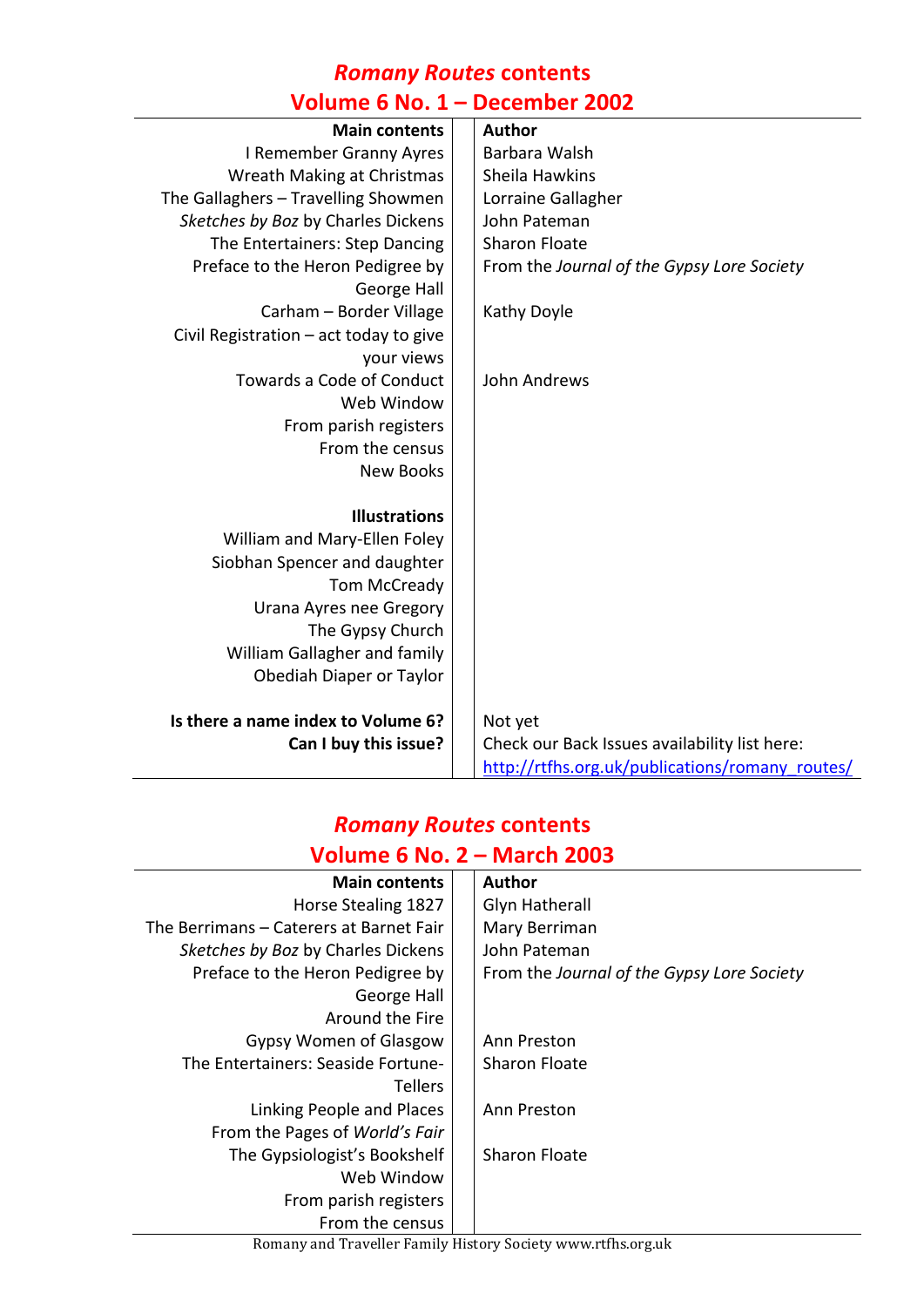## *Romany Routes* contents
## Volume 6 No. 1 – December 2002

| Main contents | Author |
|---|---|
| I Remember Granny Ayres | Barbara Walsh |
| Wreath Making at Christmas | Sheila Hawkins |
| The Gallaghers – Travelling Showmen | Lorraine Gallagher |
| *Sketches by Boz* by Charles Dickens | John Pateman |
| The Entertainers: Step Dancing | Sharon Floate |
| Preface to the Heron Pedigree by George Hall | From the *Journal of the Gypsy Lore Society* |
| Carham – Border Village | Kathy Doyle |
| Civil Registration – act today to give your views | |
| Towards a Code of Conduct | John Andrews |
| Web Window | |
| From parish registers | |
| From the census | |
| New Books | |
| | |
| **Illustrations** | |
| William and Mary-Ellen Foley | |
| Siobhan Spencer and daughter | |
| Tom McCready | |
| Urana Ayres nee Gregory | |
| The Gypsy Church | |
| William Gallagher and family | |
| Obediah Diaper or Taylor | |
| | |
| **Is there a name index to Volume 6?** | Not yet |
| **Can I buy this issue?** | Check our Back Issues availability list here: http://rtfhs.org.uk/publications/romany_routes/ |

## *Romany Routes* contents
## Volume 6 No. 2 – March 2003

| Main contents | Author |
|---|---|
| Horse Stealing 1827 | Glyn Hatherall |
| The Berrimans – Caterers at Barnet Fair | Mary Berriman |
| *Sketches by Boz* by Charles Dickens | John Pateman |
| Preface to the Heron Pedigree by George Hall | From the *Journal of the Gypsy Lore Society* |
| Around the Fire | |
| Gypsy Women of Glasgow | Ann Preston |
| The Entertainers: Seaside Fortune-Tellers | Sharon Floate |
| Linking People and Places | Ann Preston |
| From the Pages of *World's Fair* | |
| The Gypsiologist's Bookshelf | Sharon Floate |
| Web Window | |
| From parish registers | |
| From the census | |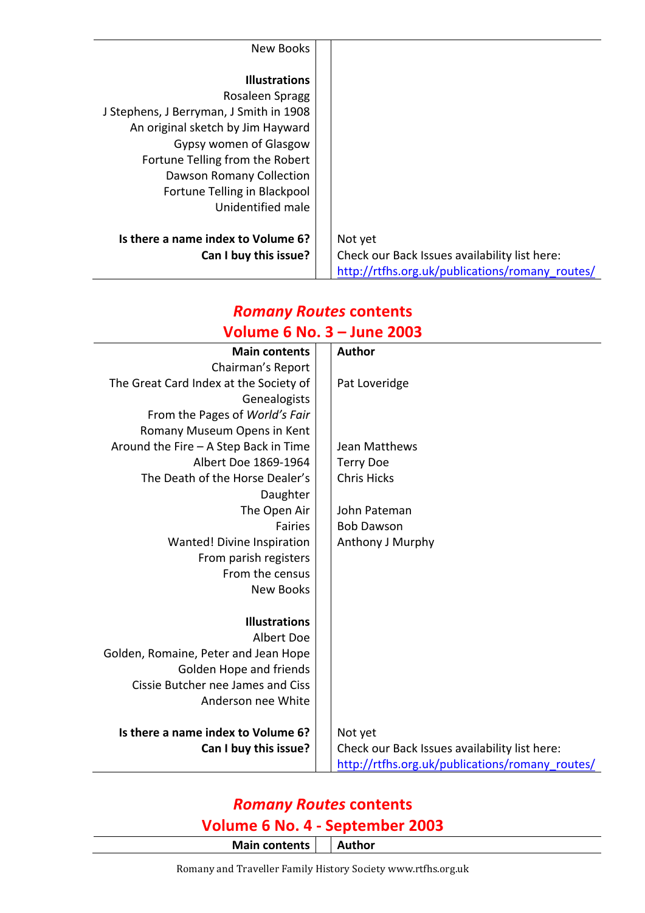| | |
|---|---|
| New Books | |
| | |
| **Illustrations** | |
| Rosaleen Spragg | |
| J Stephens, J Berryman, J Smith in 1908 | |
| An original sketch by Jim Hayward | |
| Gypsy women of Glasgow | |
| Fortune Telling from the Robert Dawson Romany Collection | |
| Fortune Telling in Blackpool | |
| Unidentified male | |
| | |
| **Is there a name index to Volume 6?** | Not yet |
| **Can I buy this issue?** | Check our Back Issues availability list here: http://rtfhs.org.uk/publications/romany_routes/ |

## *Romany Routes* contents
## Volume 6 No. 3 – June 2003

| **Main contents** | **Author** |
|---|---|
| Chairman's Report | |
| The Great Card Index at the Society of Genealogists | Pat Loveridge |
| From the Pages of *World's Fair* | |
| Romany Museum Opens in Kent | |
| Around the Fire – A Step Back in Time | Jean Matthews |
| Albert Doe 1869-1964 | Terry Doe |
| The Death of the Horse Dealer's Daughter | Chris Hicks |
| The Open Air | John Pateman |
| Fairies | Bob Dawson |
| Wanted! Divine Inspiration | Anthony J Murphy |
| From parish registers | |
| From the census | |
| New Books | |
| | |
| **Illustrations** | |
| Albert Doe | |
| Golden, Romaine, Peter and Jean Hope | |
| Golden Hope and friends | |
| Cissie Butcher nee James and Ciss Anderson nee White | |
| | |
| **Is there a name index to Volume 6?** | Not yet |
| **Can I buy this issue?** | Check our Back Issues availability list here: http://rtfhs.org.uk/publications/romany_routes/ |

## *Romany Routes* contents
## Volume 6 No. 4 - September 2003

| **Main contents** | **Author** |
|---|---|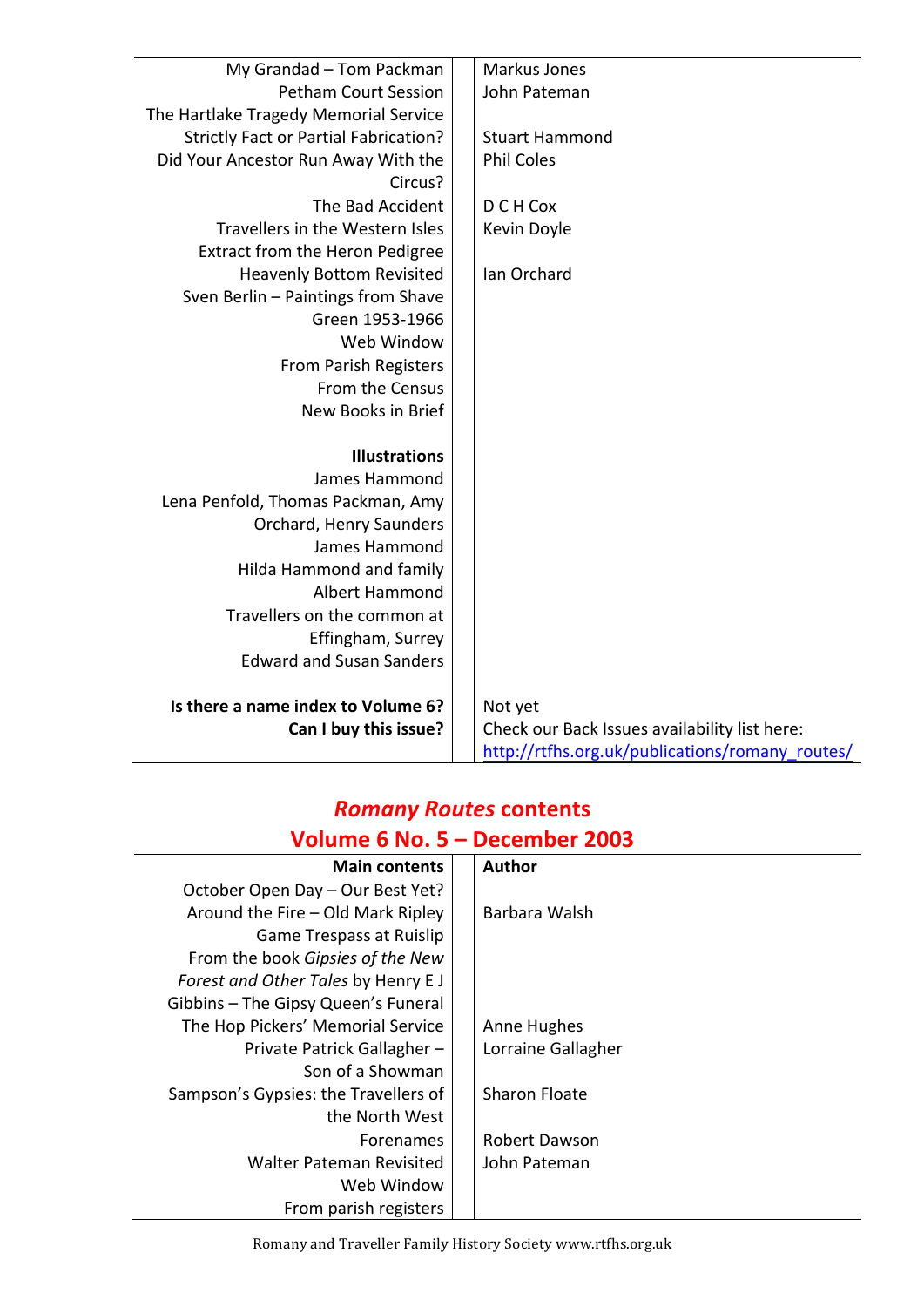| | |
|---|---|
| My Grandad – Tom Packman | Markus Jones |
| Petham Court Session | John Pateman |
| The Hartlake Tragedy Memorial Service | |
| Strictly Fact or Partial Fabrication? | Stuart Hammond |
| Did Your Ancestor Run Away With the Circus? | Phil Coles |
| The Bad Accident | D C H Cox |
| Travellers in the Western Isles | Kevin Doyle |
| Extract from the Heron Pedigree | |
| Heavenly Bottom Revisited | Ian Orchard |
| Sven Berlin – Paintings from Shave Green 1953-1966 | |
| Web Window | |
| From Parish Registers | |
| From the Census | |
| New Books in Brief | |
| | |
| **Illustrations** | |
| James Hammond | |
| Lena Penfold, Thomas Packman, Amy Orchard, Henry Saunders | |
| James Hammond | |
| Hilda Hammond and family | |
| Albert Hammond | |
| Travellers on the common at Effingham, Surrey | |
| Edward and Susan Sanders | |
| | |
| **Is there a name index to Volume 6?** | Not yet |
| **Can I buy this issue?** | Check our Back Issues availability list here: http://rtfhs.org.uk/publications/romany_routes/ |

## *Romany Routes* contents
## Volume 6 No. 5 – December 2003

| Main contents | Author |
|---|---|
| October Open Day – Our Best Yet? | |
| Around the Fire – Old Mark Ripley | Barbara Walsh |
| Game Trespass at Ruislip | |
| From the book *Gipsies of the New Forest and Other Tales* by Henry E J Gibbins – The Gipsy Queen's Funeral | |
| The Hop Pickers' Memorial Service | Anne Hughes |
| Private Patrick Gallagher – Son of a Showman | Lorraine Gallagher |
| Sampson's Gypsies: the Travellers of the North West | Sharon Floate |
| Forenames | Robert Dawson |
| Walter Pateman Revisited | John Pateman |
| Web Window | |
| From parish registers | |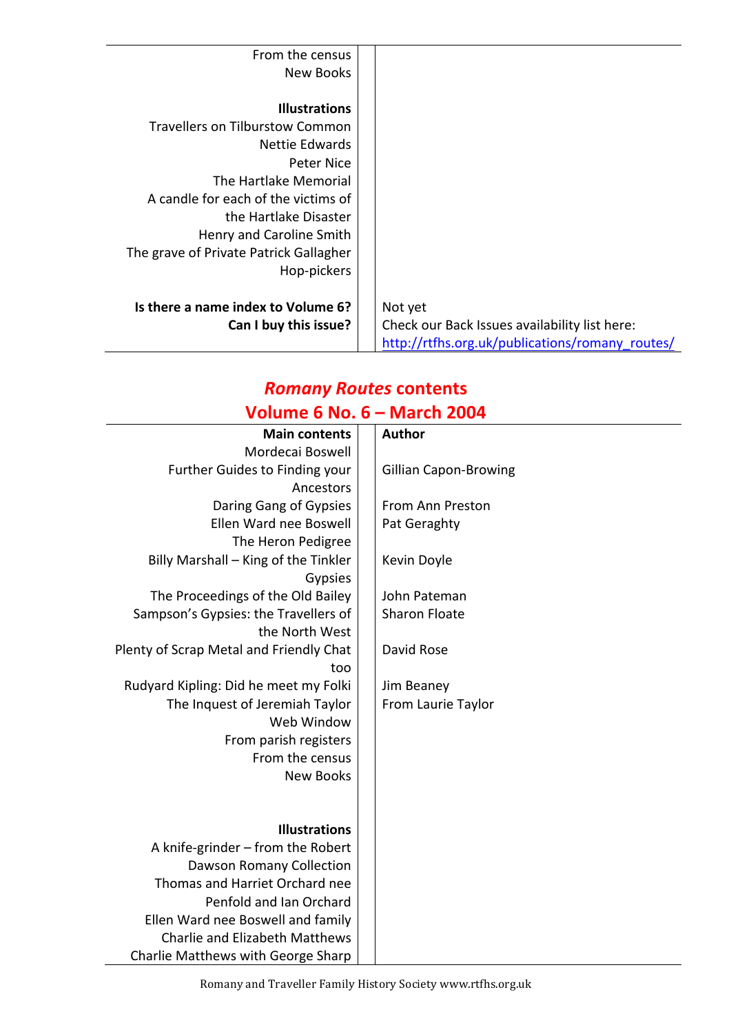| | |
|---|---|
| From the census | |
| New Books | |
| | |
| **Illustrations** | |
| Travellers on Tilburstow Common | |
| Nettie Edwards | |
| Peter Nice | |
| The Hartlake Memorial | |
| A candle for each of the victims of the Hartlake Disaster | |
| Henry and Caroline Smith | |
| The grave of Private Patrick Gallagher | |
| Hop-pickers | |
| | |
| **Is there a name index to Volume 6?** | Not yet |
| **Can I buy this issue?** | Check our Back Issues availability list here: http://rtfhs.org.uk/publications/romany_routes/ |

## *Romany Routes* contents
## Volume 6 No. 6 – March 2004

| **Main contents** | **Author** |
|---|---|
| Mordecai Boswell | |
| Further Guides to Finding your Ancestors | Gillian Capon-Browing |
| Daring Gang of Gypsies | From Ann Preston |
| Ellen Ward nee Boswell | Pat Geraghty |
| The Heron Pedigree | |
| Billy Marshall – King of the Tinkler Gypsies | Kevin Doyle |
| The Proceedings of the Old Bailey | John Pateman |
| Sampson's Gypsies: the Travellers of the North West | Sharon Floate |
| Plenty of Scrap Metal and Friendly Chat too | David Rose |
| Rudyard Kipling: Did he meet my Folki | Jim Beaney |
| The Inquest of Jeremiah Taylor | From Laurie Taylor |
| Web Window | |
| From parish registers | |
| From the census | |
| New Books | |
| | |
| **Illustrations** | |
| A knife-grinder – from the Robert Dawson Romany Collection | |
| Thomas and Harriet Orchard nee Penfold and Ian Orchard | |
| Ellen Ward nee Boswell and family | |
| Charlie and Elizabeth Matthews | |
| Charlie Matthews with George Sharp | |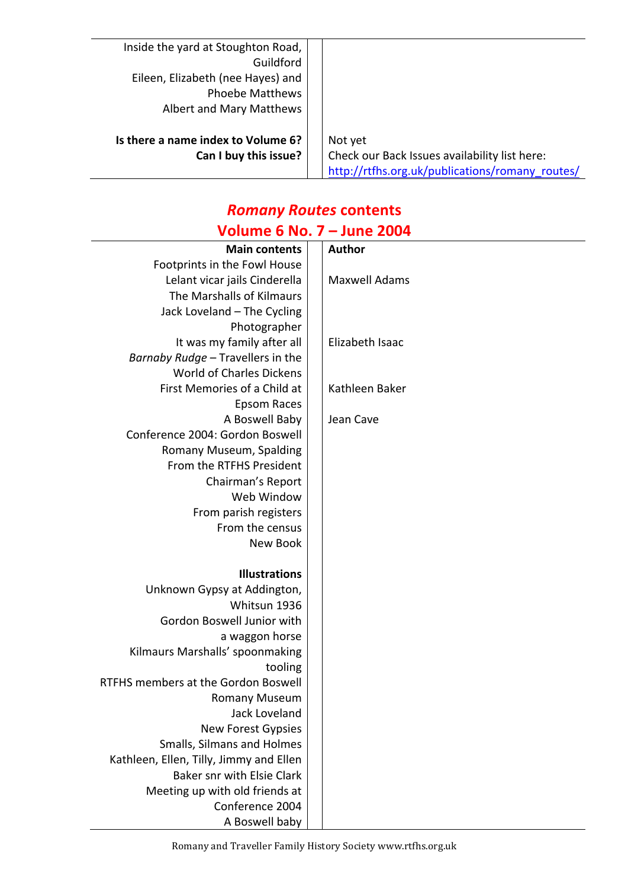| | |
|---|---|
| Inside the yard at Stoughton Road, Guildford<br>Eileen, Elizabeth (nee Hayes) and Phoebe Matthews<br>Albert and Mary Matthews | |
| **Is there a name index to Volume 6?** | Not yet |
| **Can I buy this issue?** | Check our Back Issues availability list here: http://rtfhs.org.uk/publications/romany_routes/ |

## *Romany Routes* contents
## Volume 6 No. 7 – June 2004

| **Main contents** | **Author** |
|---|---|
| Footprints in the Fowl House | |
| Lelant vicar jails Cinderella | Maxwell Adams |
| The Marshalls of Kilmaurs | |
| Jack Loveland – The Cycling Photographer | |
| It was my family after all | Elizabeth Isaac |
| *Barnaby Rudge* – Travellers in the World of Charles Dickens | |
| First Memories of a Child at Epsom Races | Kathleen Baker |
| A Boswell Baby | Jean Cave |
| Conference 2004: Gordon Boswell Romany Museum, Spalding | |
| From the RTFHS President | |
| Chairman's Report | |
| Web Window | |
| From parish registers | |
| From the census | |
| New Book | |
| | |
| **Illustrations** | |
| Unknown Gypsy at Addington, Whitsun 1936 | |
| Gordon Boswell Junior with a waggon horse | |
| Kilmaurs Marshalls' spoonmaking tooling | |
| RTFHS members at the Gordon Boswell Romany Museum | |
| Jack Loveland | |
| New Forest Gypsies | |
| Smalls, Silmans and Holmes | |
| Kathleen, Ellen, Tilly, Jimmy and Ellen Baker snr with Elsie Clark | |
| Meeting up with old friends at Conference 2004 | |
| A Boswell baby | |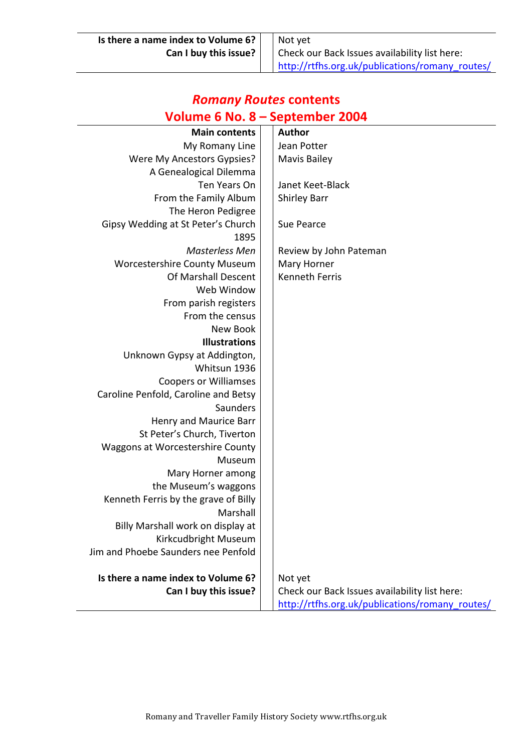| | |
|---|---|
| **Is there a name index to Volume 6?** | Not yet |
| **Can I buy this issue?** | Check our Back Issues availability list here: http://rtfhs.org.uk/publications/romany_routes/ |

## *Romany Routes* contents
## Volume 6 No. 8 – September 2004

| **Main contents** | **Author** |
|---|---|
| My Romany Line | Jean Potter |
| Were My Ancestors Gypsies? | Mavis Bailey |
| A Genealogical Dilemma | |
| Ten Years On | Janet Keet-Black |
| From the Family Album | Shirley Barr |
| The Heron Pedigree | |
| Gipsy Wedding at St Peter's Church 1895 | Sue Pearce |
| *Masterless Men* | Review by John Pateman |
| Worcestershire County Museum | Mary Horner |
| Of Marshall Descent | Kenneth Ferris |
| Web Window | |
| From parish registers | |
| From the census | |
| New Book | |
| **Illustrations** | |
| Unknown Gypsy at Addington, Whitsun 1936 | |
| Coopers or Williamses | |
| Caroline Penfold, Caroline and Betsy Saunders | |
| Henry and Maurice Barr | |
| St Peter's Church, Tiverton | |
| Waggons at Worcestershire County Museum | |
| Mary Horner among the Museum's waggons | |
| Kenneth Ferris by the grave of Billy Marshall | |
| Billy Marshall work on display at Kirkcudbright Museum | |
| Jim and Phoebe Saunders nee Penfold | |
| | |
| **Is there a name index to Volume 6?** | Not yet |
| **Can I buy this issue?** | Check our Back Issues availability list here: http://rtfhs.org.uk/publications/romany_routes/ |